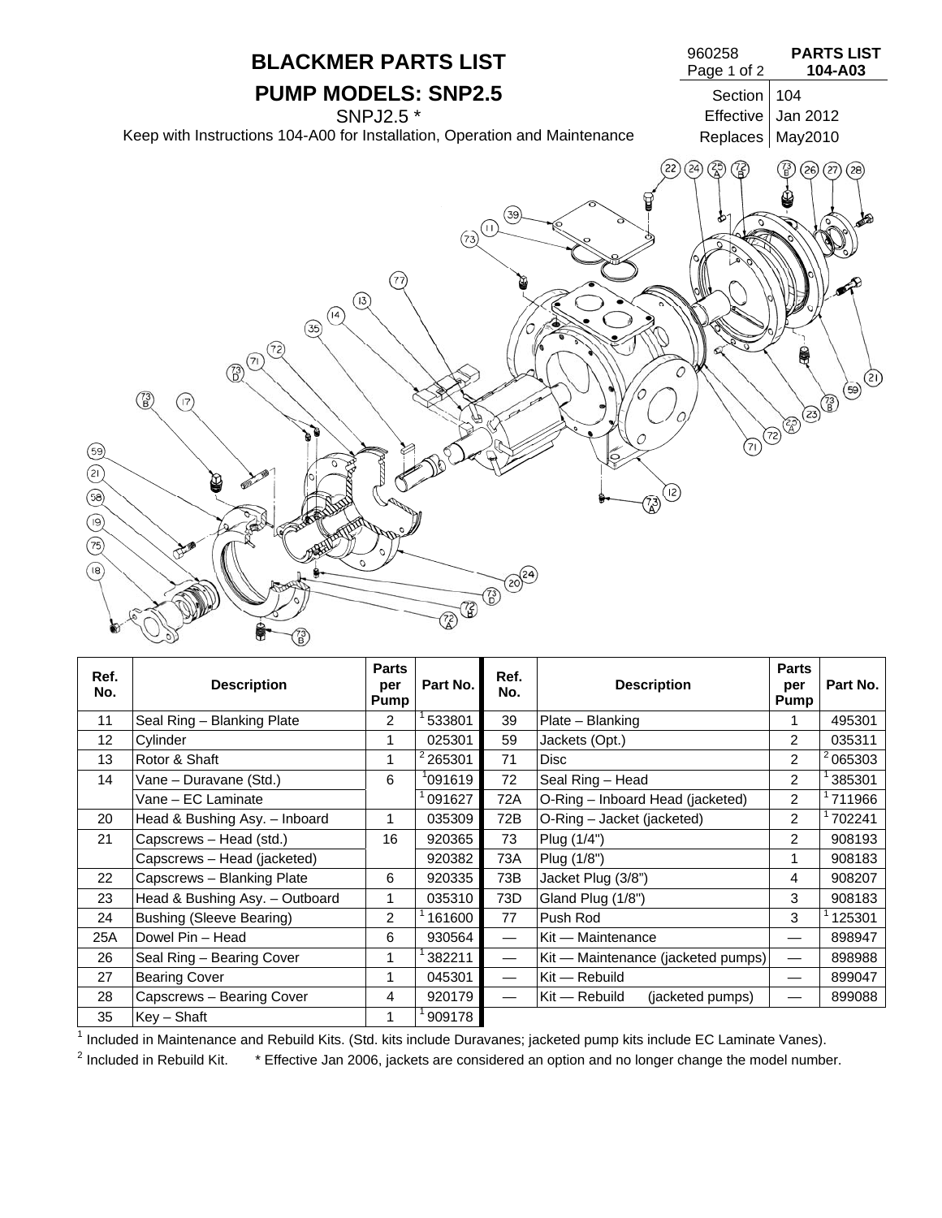# BLACKMER PARTS LIST

960258
Page 1 of 2

**PARTS LIST 104-A03**

## PUMP MODELS: SNP2.5

SNPJ2.5 *

Keep with Instructions 104-A00 for Installation, Operation and Maintenance

| Section | 104 |
|---|---|
| Effective | Jan 2012 |
| Replaces | May2010 |

| Ref. No. | Description | Parts per Pump | Part No. | Ref. No. | Description | Parts per Pump | Part No. |
|---|---|---|---|---|---|---|---|
| 11 | Seal Ring – Blanking Plate | 2 | [1] 533801 | 39 | Plate – Blanking | 1 | 495301 |
| 12 | Cylinder | 1 | 025301 | 59 | Jackets (Opt.) | 2 | 035311 |
| 13 | Rotor & Shaft | 1 | [2] 265301 | 71 | Disc | 2 | [2] 065303 |
| 14 | Vane – Duravane (Std.) | 6 | [1] 091619 | 72 | Seal Ring – Head | 2 | [1] 385301 |
| | Vane – EC Laminate | | [1] 091627 | 72A | O-Ring – Inboard Head (jacketed) | 2 | [1] 711966 |
| 20 | Head & Bushing Asy. – Inboard | 1 | 035309 | 72B | O-Ring – Jacket (jacketed) | 2 | [1] 702241 |
| 21 | Capscrews – Head (std.) | 16 | 920365 | 73 | Plug (1/4") | 2 | 908193 |
| | Capscrews – Head (jacketed) | | 920382 | 73A | Plug (1/8") | 1 | 908183 |
| 22 | Capscrews – Blanking Plate | 6 | 920335 | 73B | Jacket Plug (3/8") | 4 | 908207 |
| 23 | Head & Bushing Asy. – Outboard | 1 | 035310 | 73D | Gland Plug (1/8") | 3 | 908183 |
| 24 | Bushing (Sleeve Bearing) | 2 | [1] 161600 | 77 | Push Rod | 3 | [1] 125301 |
| 25A | Dowel Pin – Head | 6 | 930564 | — | Kit — Maintenance | — | 898947 |
| 26 | Seal Ring – Bearing Cover | 1 | [1] 382211 | — | Kit — Maintenance (jacketed pumps) | — | 898988 |
| 27 | Bearing Cover | 1 | 045301 | — | Kit — Rebuild | — | 899047 |
| 28 | Capscrews – Bearing Cover | 4 | 920179 | — | Kit — Rebuild (jacketed pumps) | — | 899088 |
| 35 | Key – Shaft | 1 | [1] 909178 | | | | |

[1] Included in Maintenance and Rebuild Kits. (Std. kits include Duravanes; jacketed pump kits include EC Laminate Vanes).

[2] Included in Rebuild Kit. * Effective Jan 2006, jackets are considered an option and no longer change the model number.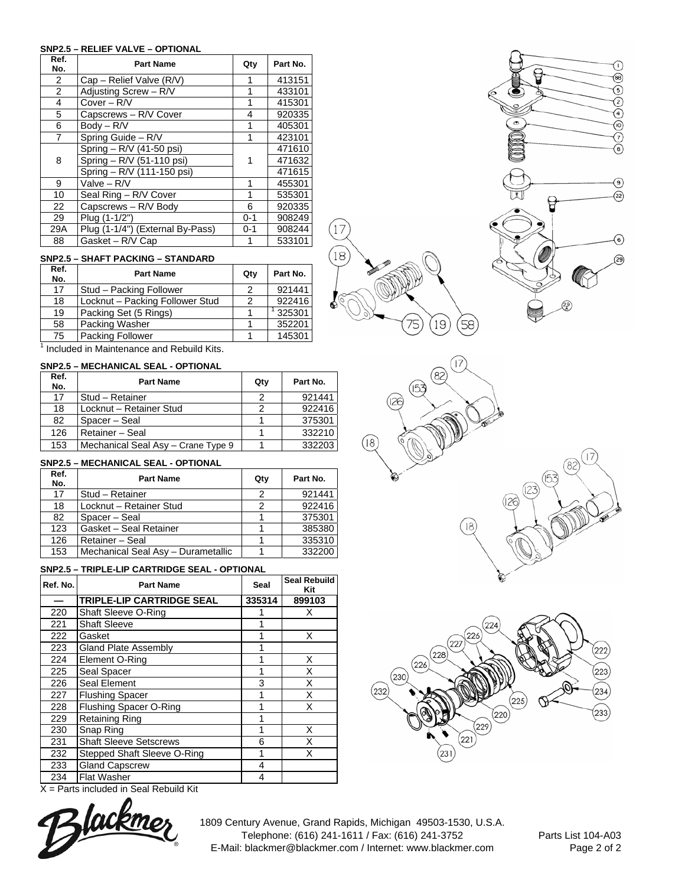### SNP2.5 – RELIEF VALVE – OPTIONAL

| Ref. No. | Part Name | Qty | Part No. |
|---|---|---|---|
| 2 | Cap – Relief Valve (R/V) | 1 | 413151 |
| 2 | Adjusting Screw – R/V | 1 | 433101 |
| 4 | Cover – R/V | 1 | 415301 |
| 5 | Capscrews – R/V Cover | 4 | 920335 |
| 6 | Body – R/V | 1 | 405301 |
| 7 | Spring Guide – R/V | 1 | 423101 |
| 8 | Spring – R/V (41-50 psi) | 1 | 471610 |
| | Spring – R/V (51-110 psi) | | 471632 |
| | Spring – R/V (111-150 psi) | | 471615 |
| 9 | Valve – R/V | 1 | 455301 |
| 10 | Seal Ring – R/V Cover | 1 | 535301 |
| 22 | Capscrews – R/V Body | 6 | 920335 |
| 29 | Plug (1-1/2") | 0-1 | 908249 |
| 29A | Plug (1-1/4") (External By-Pass) | 0-1 | 908244 |
| 88 | Gasket – R/V Cap | 1 | 533101 |

### SNP2.5 – SHAFT PACKING – STANDARD

| Ref. No. | Part Name | Qty | Part No. |
|---|---|---|---|
| 17 | Stud – Packing Follower | 2 | 921441 |
| 18 | Locknut – Packing Follower Stud | 2 | 922416 |
| 19 | Packing Set (5 Rings) | 1 | [1] 325301 |
| 58 | Packing Washer | 1 | 352201 |
| 75 | Packing Follower | 1 | 145301 |

[1] Included in Maintenance and Rebuild Kits.

### SNP2.5 – MECHANICAL SEAL - OPTIONAL

| Ref. No. | Part Name | Qty | Part No. |
|---|---|---|---|
| 17 | Stud – Retainer | 2 | 921441 |
| 18 | Locknut – Retainer Stud | 2 | 922416 |
| 82 | Spacer – Seal | 1 | 375301 |
| 126 | Retainer – Seal | 1 | 332210 |
| 153 | Mechanical Seal Asy – Crane Type 9 | 1 | 332203 |

### SNP2.5 – MECHANICAL SEAL - OPTIONAL

| Ref. No. | Part Name | Qty | Part No. |
|---|---|---|---|
| 17 | Stud – Retainer | 2 | 921441 |
| 18 | Locknut – Retainer Stud | 2 | 922416 |
| 82 | Spacer – Seal | 1 | 375301 |
| 123 | Gasket – Seal Retainer | 1 | 385380 |
| 126 | Retainer – Seal | 1 | 335310 |
| 153 | Mechanical Seal Asy – Durametallic | 1 | 332200 |

### SNP2.5 – TRIPLE-LIP CARTRIDGE SEAL - OPTIONAL

| Ref. No. | Part Name | Seal | Seal Rebuild Kit |
|---|---|---|---|
| — | **TRIPLE-LIP CARTRIDGE SEAL** | **335314** | **899103** |
| 220 | Shaft Sleeve O-Ring | 1 | X |
| 221 | Shaft Sleeve | 1 | |
| 222 | Gasket | 1 | X |
| 223 | Gland Plate Assembly | 1 | |
| 224 | Element O-Ring | 1 | X |
| 225 | Seal Spacer | 1 | X |
| 226 | Seal Element | 3 | X |
| 227 | Flushing Spacer | 1 | X |
| 228 | Flushing Spacer O-Ring | 1 | X |
| 229 | Retaining Ring | 1 | |
| 230 | Snap Ring | 1 | X |
| 231 | Shaft Sleeve Setscrews | 6 | X |
| 232 | Stepped Shaft Sleeve O-Ring | 1 | X |
| 233 | Gland Capscrew | 4 | |
| 234 | Flat Washer | 4 | |

X = Parts included in Seal Rebuild Kit

Blackmer

1809 Century Avenue, Grand Rapids, Michigan 49503-1530, U.S.A.
Telephone: (616) 241-1611 / Fax: (616) 241-3752
E-Mail: blackmer@blackmer.com / Internet: www.blackmer.com

Parts List 104-A03